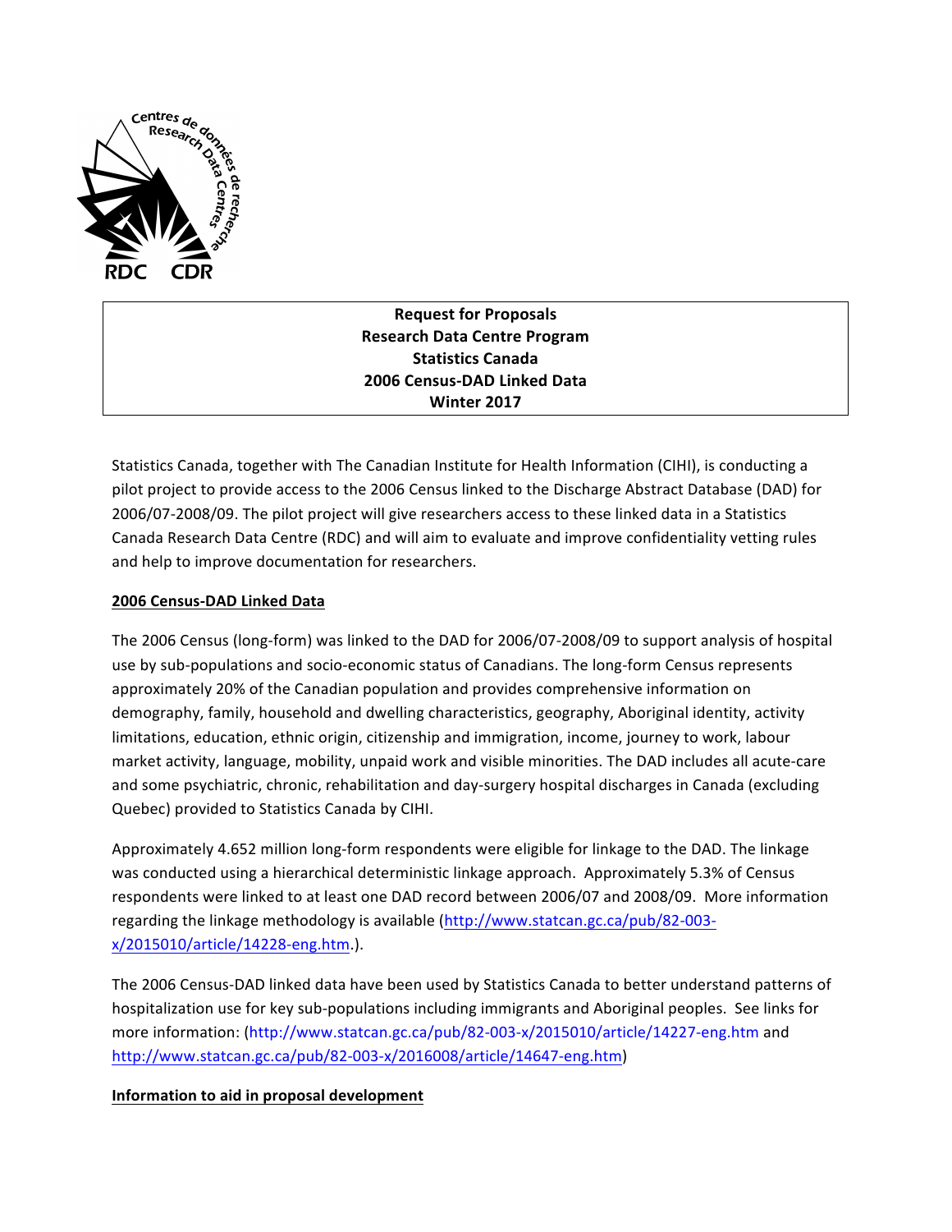**Request for Proposals**
**Research Data Centre Program**
**Statistics Canada**
**2006 Census-DAD Linked Data**
**Winter 2017**

Statistics Canada, together with The Canadian Institute for Health Information (CIHI), is conducting a pilot project to provide access to the 2006 Census linked to the Discharge Abstract Database (DAD) for 2006/07-2008/09. The pilot project will give researchers access to these linked data in a Statistics Canada Research Data Centre (RDC) and will aim to evaluate and improve confidentiality vetting rules and help to improve documentation for researchers.

## 2006 Census-DAD Linked Data

The 2006 Census (long-form) was linked to the DAD for 2006/07-2008/09 to support analysis of hospital use by sub-populations and socio-economic status of Canadians. The long-form Census represents approximately 20% of the Canadian population and provides comprehensive information on demography, family, household and dwelling characteristics, geography, Aboriginal identity, activity limitations, education, ethnic origin, citizenship and immigration, income, journey to work, labour market activity, language, mobility, unpaid work and visible minorities. The DAD includes all acute-care and some psychiatric, chronic, rehabilitation and day-surgery hospital discharges in Canada (excluding Quebec) provided to Statistics Canada by CIHI.

Approximately 4.652 million long-form respondents were eligible for linkage to the DAD. The linkage was conducted using a hierarchical deterministic linkage approach. Approximately 5.3% of Census respondents were linked to at least one DAD record between 2006/07 and 2008/09. More information regarding the linkage methodology is available (http://www.statcan.gc.ca/pub/82-003-x/2015010/article/14228-eng.htm.).

The 2006 Census-DAD linked data have been used by Statistics Canada to better understand patterns of hospitalization use for key sub-populations including immigrants and Aboriginal peoples. See links for more information: (http://www.statcan.gc.ca/pub/82-003-x/2015010/article/14227-eng.htm and http://www.statcan.gc.ca/pub/82-003-x/2016008/article/14647-eng.htm)

## Information to aid in proposal development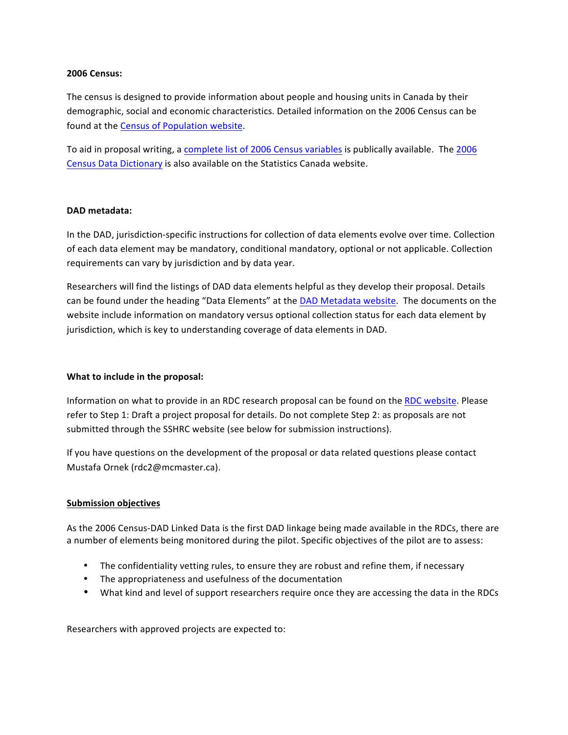**2006 Census:**

The census is designed to provide information about people and housing units in Canada by their demographic, social and economic characteristics. Detailed information on the 2006 Census can be found at the Census of Population website.

To aid in proposal writing, a complete list of 2006 Census variables is publically available. The 2006 Census Data Dictionary is also available on the Statistics Canada website.

**DAD metadata:**

In the DAD, jurisdiction-specific instructions for collection of data elements evolve over time. Collection of each data element may be mandatory, conditional mandatory, optional or not applicable. Collection requirements can vary by jurisdiction and by data year.

Researchers will find the listings of DAD data elements helpful as they develop their proposal. Details can be found under the heading "Data Elements" at the DAD Metadata website. The documents on the website include information on mandatory versus optional collection status for each data element by jurisdiction, which is key to understanding coverage of data elements in DAD.

**What to include in the proposal:**

Information on what to provide in an RDC research proposal can be found on the RDC website. Please refer to Step 1: Draft a project proposal for details. Do not complete Step 2: as proposals are not submitted through the SSHRC website (see below for submission instructions).

If you have questions on the development of the proposal or data related questions please contact Mustafa Ornek (rdc2@mcmaster.ca).

**Submission objectives**

As the 2006 Census-DAD Linked Data is the first DAD linkage being made available in the RDCs, there are a number of elements being monitored during the pilot. Specific objectives of the pilot are to assess:

- The confidentiality vetting rules, to ensure they are robust and refine them, if necessary
- The appropriateness and usefulness of the documentation
- What kind and level of support researchers require once they are accessing the data in the RDCs

Researchers with approved projects are expected to: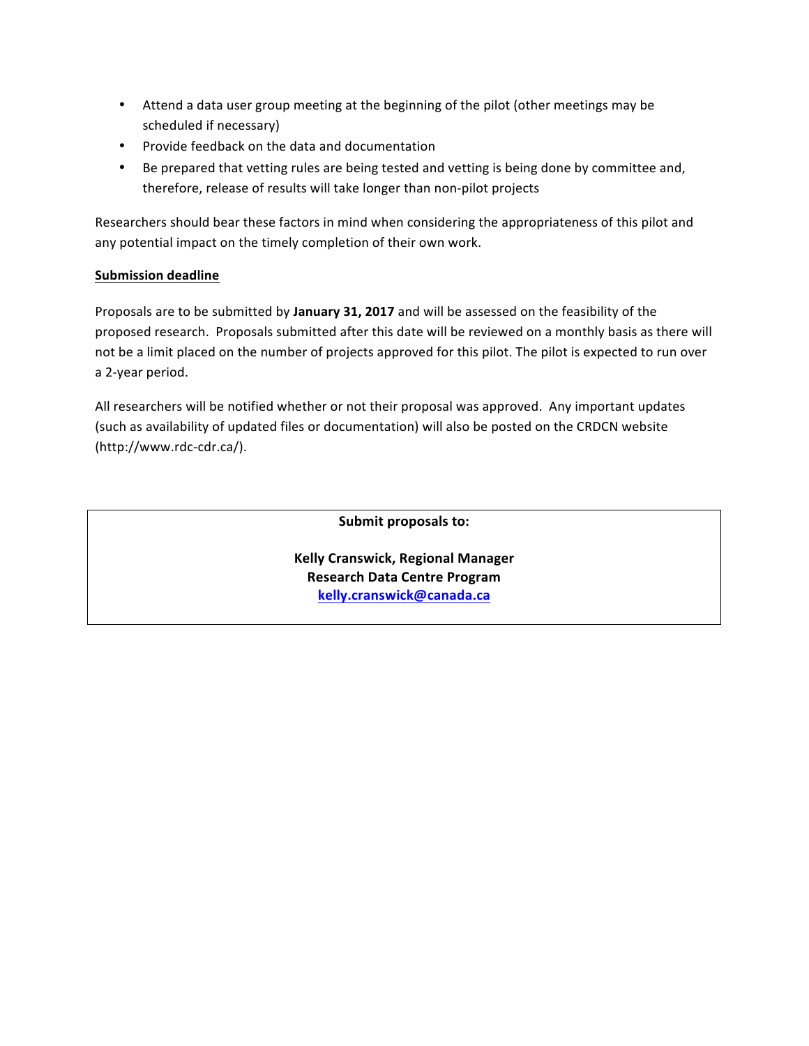- Attend a data user group meeting at the beginning of the pilot (other meetings may be scheduled if necessary)
- Provide feedback on the data and documentation
- Be prepared that vetting rules are being tested and vetting is being done by committee and, therefore, release of results will take longer than non-pilot projects

Researchers should bear these factors in mind when considering the appropriateness of this pilot and any potential impact on the timely completion of their own work.

**Submission deadline**

Proposals are to be submitted by **January 31, 2017** and will be assessed on the feasibility of the proposed research. Proposals submitted after this date will be reviewed on a monthly basis as there will not be a limit placed on the number of projects approved for this pilot. The pilot is expected to run over a 2-year period.

All researchers will be notified whether or not their proposal was approved. Any important updates (such as availability of updated files or documentation) will also be posted on the CRDCN website (http://www.rdc-cdr.ca/).

**Submit proposals to:**

**Kelly Cranswick, Regional Manager**
**Research Data Centre Program**
**kelly.cranswick@canada.ca**